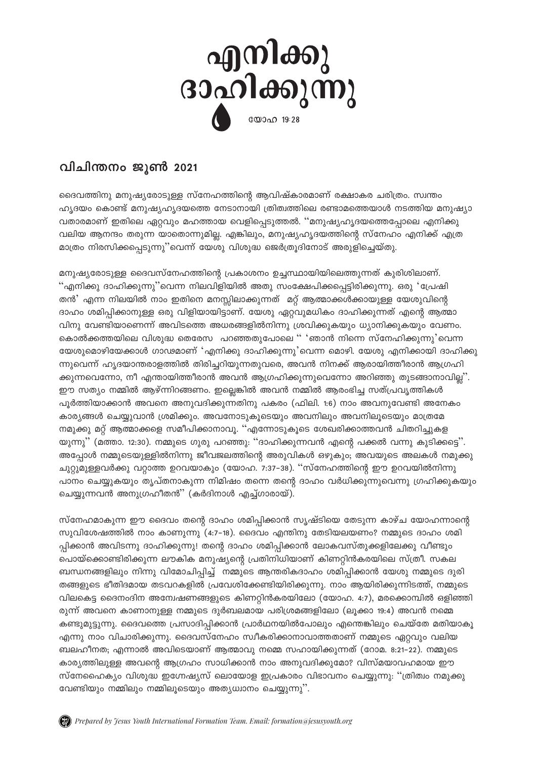# എനിക്കു ദാഹിക്കുന്നു

യോഹ 19:28

## വിചിന്തനം ജൂൺ 2021

ദൈവത്തിനു മനുഷ്യരോടുള്ള സ്നേഹത്തിന്റെ ആവിഷ്കാരമാണ് രക്ഷാകര ചരിത്രം. സ്വന്തം ഹൃദയം കൊണ്ട് മനുഷ്യഹൃദയത്തെ നേടാനായി ത്രിത്വത്തിലെ രണ്ടാമത്തെയാൾ നടത്തിയ മനുഷ്യാവതാരമാണ് ഇതിലെ ഏറ്റവും മഹത്തായ വെളിപ്പെടുത്തൽ. ''മനുഷ്യഹൃദയത്തെപ്പോലെ എനിക്കു വലിയ ആനന്ദം തരുന്ന യാതൊന്നുമില്ല. എങ്കിലും, മനുഷ്യഹൃദയത്തിന്റെ സ്നേഹം എനിക്ക് എത്ര മാത്രം നിരസിക്കപ്പെടുന്നു''വെന്ന് യേശു വിശുദ്ധ ജെർത്രൂദിനോട് അരുളിച്ചെയ്തു.

മനുഷ്യരോടുള്ള ദൈവസ്നേഹത്തിന്റെ പ്രകാശനം ഉച്ചസ്ഥായിയിലെത്തുന്നത് കുരിശിലാണ്. ''എനിക്കു ദാഹിക്കുന്നു''വെന്ന നിലവിളിയിൽ അതു സംക്ഷേപിക്കപ്പെട്ടിരിക്കുന്നു. ഒരു 'പ്രേഷിതൻ' എന്ന നിലയിൽ നാം ഇതിനെ മനസ്സിലാക്കുന്നത് മറ്റ് ആത്മാക്കൾക്കായുള്ള യേശുവിന്റെ ദാഹം ശമിപ്പിക്കാനുള്ള ഒരു വിളിയായിട്ടാണ്. യേശു ഏറ്റവുമധികം ദാഹിക്കുന്നത് എന്റെ ആത്മാവിനു വേണ്ടിയാണെന്ന് അവിടത്തെ അധരങ്ങളിൽനിന്നു ശ്രവിക്കുകയും ധ്യാനിക്കുകയും വേണം. കൊൽക്കത്തയിലെ വിശുദ്ധ തെരേസ പറഞ്ഞതുപോലെ '' 'ഞാൻ നിന്നെ സ്നേഹിക്കുന്നു'വെന്ന യേശുമൊഴിയേക്കാൾ ഗാഢമാണ് 'എനിക്കു ദാഹിക്കുന്നു'വെന്ന മൊഴി. യേശു എനിക്കായി ദാഹിക്കുന്നുവെന്ന് ഹൃദയാന്തരാളത്തിൽ തിരിച്ചറിയുന്നതുവരെ, അവൻ നിനക്ക് ആരായിത്തീരാൻ ആഗ്രഹിക്കുന്നവെന്നോ, നീ എന്തായിത്തീരാൻ അവൻ ആഗ്രഹിക്കുന്നുവെന്നോ അറിഞ്ഞു തുടങ്ങാനാവില്ല''. ഈ സത്യം നമ്മിൽ ആഴ്ന്നിറങ്ങണം. ഇല്ലെങ്കിൽ അവൻ നമ്മിൽ ആരംഭിച്ച സത്പ്രവൃത്തികൾ പൂർത്തിയാക്കാൻ അവനെ അനുവദിക്കുന്നതിനു പകരം (ഫിലി. 1:6) നാം അവനുവേണ്ടി അനേകം കാര്യങ്ങൾ ചെയ്യുവാൻ ശ്രമിക്കും. അവനോടുകൂടെയും അവനിലും അവനിലൂടെയും മാത്രമേ നമുക്കു മറ്റ് ആത്മാക്കളെ സമീപിക്കാനാവൂ. ''എന്നോടുകൂടെ ശേഖരിക്കാത്തവൻ ചിതറിച്ചുകളയുന്നു'' (മത്താ. 12:30). നമ്മുടെ ഗുരു പറഞ്ഞു: ''ദാഹിക്കുന്നവൻ എന്റെ പക്കൽ വന്നു കുടിക്കട്ടെ''. അപ്പോൾ നമ്മുടെയുള്ളിൽനിന്നു ജീവജലത്തിന്റെ അരുവികൾ ഒഴുകും; അവയുടെ അലകൾ നമുക്കു ചുറ്റുമുള്ളവർക്കു വറ്റാത്ത ഉറവയാകും (യോഹ. 7:37-38). ''സ്നേഹത്തിന്റെ ഈ ഉറവയിൽനിന്നു പാനം ചെയ്യുകയും തൃപ്തനാകുന്ന നിമിഷം തന്നെ തന്റെ ദാഹം വർധിക്കുന്നുവെന്നു ഗ്രഹിക്കുകയും ചെയ്യുന്നവൻ അനുഗ്രഹീതൻ'' (കർദിനാൾ എച്ച്ഗാരായ്).

സ്നേഹമാകുന്ന ഈ ദൈവം തന്റെ ദാഹം ശമിപ്പിക്കാൻ സൃഷ്ടിയെ തേടുന്ന കാഴ്ച യോഹന്നാന്റെ സുവിശേഷത്തിൽ നാം കാണുന്നു (4:7-18). ദൈവം എന്തിനു തേടിയലയണം? നമ്മുടെ ദാഹം ശമിപ്പിക്കാൻ അവിടന്നു ദാഹിക്കുന്നു! തന്റെ ദാഹം ശമിപ്പിക്കാൻ ലോകവസ്തുക്കളിലേക്കു വീണ്ടും പൊയ്ക്കൊണ്ടിരിക്കുന്ന ലൗകിക മനുഷ്യന്റെ പ്രതിനിധിയാണ് കിണറ്റിൻകരയിലെ സ്ത്രീ. സകല ബന്ധനങ്ങളിലും നിന്നു വിമോചിപ്പിച്ച് നമ്മുടെ ആന്തരികദാഹം ശമിപ്പിക്കാൻ യേശു നമ്മുടെ ദുരിതങ്ങളുടെ ഭീതിദമായ തടവറകളിൽ പ്രവേശിക്കേണ്ടിയിരിക്കുന്നു. നാം ആയിരിക്കുന്നിടത്ത്, നമ്മുടെ വിലകെട്ട ദൈനംദിന അന്വേഷണങ്ങളുടെ കിണറ്റിൻകരയിലോ (യോഹ. 4:7), മരക്കൊമ്പിൽ ഒളിഞ്ഞിരുന്ന് അവനെ കാണാനുള്ള നമ്മുടെ ദുർബലമായ പരിശ്രമങ്ങളിലോ (ലൂക്കാ 19:4) അവൻ നമ്മെ കണ്ടുമുട്ടുന്നു. ദൈവത്തെ പ്രസാദിപ്പിക്കാൻ പ്രാർഥനയിൽപോലും എന്തെങ്കിലും ചെയ്തേ മതിയാകൂ എന്നു നാം വിചാരിക്കുന്നു. ദൈവസ്നേഹം സ്വീകരിക്കാനാവാത്തതാണ് നമ്മുടെ ഏറ്റവും വലിയ ബലഹീനത; എന്നാൽ അവിടെയാണ് ആത്മാവു നമ്മെ സഹായിക്കുന്നത് (റോമ. 8:21-22). നമ്മുടെ കാര്യത്തിലുള്ള അവന്റെ ആഗ്രഹം സാധിക്കാൻ നാം അനുവദിക്കുമോ? വിസ്മയാവഹമായ ഈ സ്നേഹൈക്യം വിശുദ്ധ ഇഗ്നേഷ്യസ് ലൊയോള ഇപ്രകാരം വിഭാവനം ചെയ്യുന്നു: ''ത്രിത്വം നമുക്കു വേണ്ടിയും നമ്മിലും നമ്മിലൂടെയും അത്യധ്വാനം ചെയ്യുന്നു''.

*Prepared by Jesus Youth International Formation Team. Email: formation@jesusyouth.org*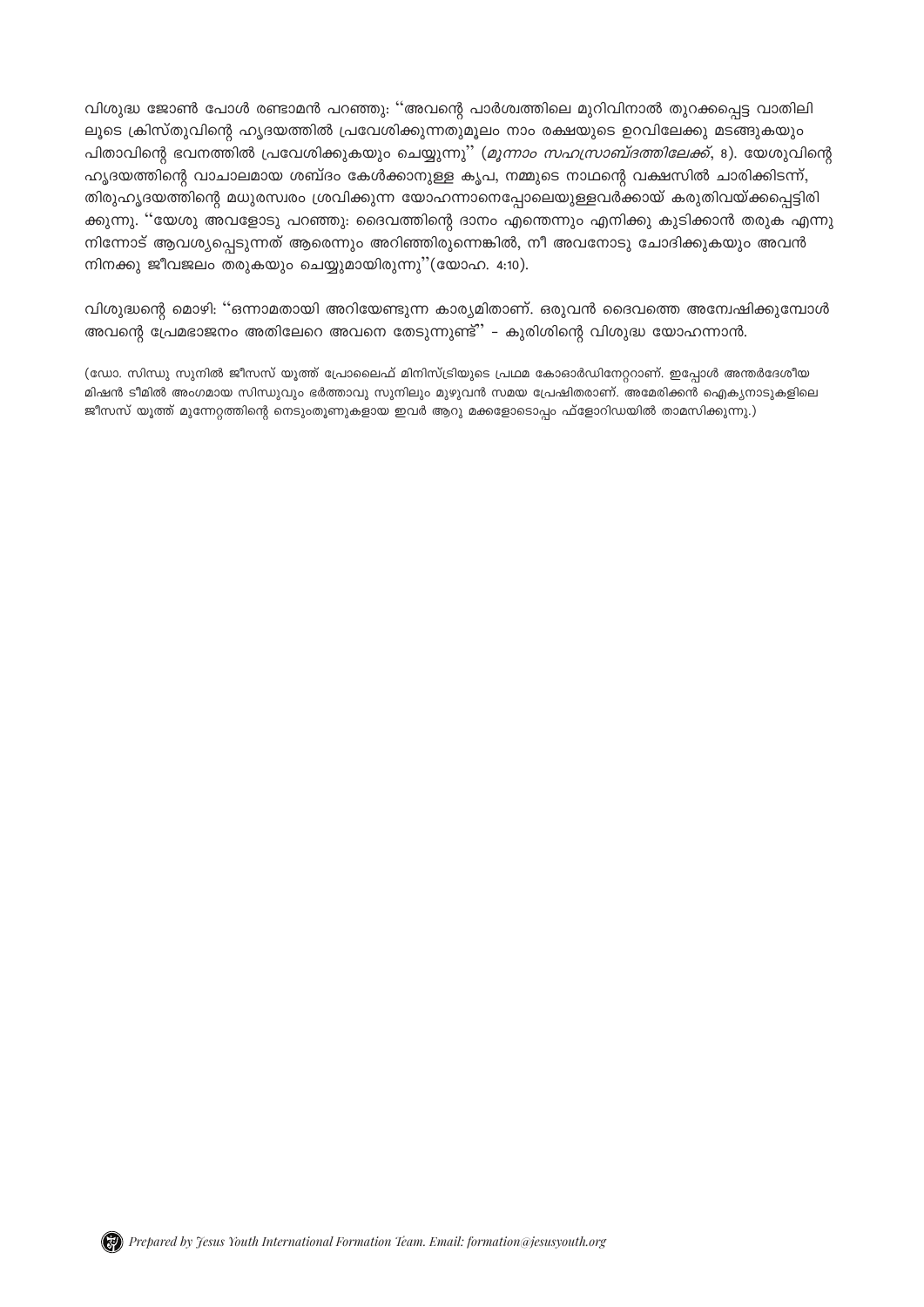വിശുദ്ധ ജോൺ പോൾ രണ്ടാമൻ പറഞ്ഞു: ''അവന്റെ പാർശ്വത്തിലെ മുറിവിനാൽ തുറക്കപ്പെട്ട വാതിലിലൂടെ ക്രിസ്തുവിന്റെ ഹൃദയത്തിൽ പ്രവേശിക്കുന്നതുമൂലം നാം രക്ഷയുടെ ഉറവിലേക്കു മടങ്ങുകയും പിതാവിന്റെ ഭവനത്തിൽ പ്രവേശിക്കുകയും ചെയ്യുന്നു'' (*മൂന്നാം സഹസ്രാബ്ദത്തിലേക്ക്*, 8). യേശുവിന്റെ ഹൃദയത്തിന്റെ വാചാലമായ ശബ്ദം കേൾക്കാനുള്ള കൃപ, നമ്മുടെ നാഥന്റെ വക്ഷസിൽ ചാരിക്കിടന്ന്, തിരുഹൃദയത്തിന്റെ മധുരസ്വരം ശ്രവിക്കുന്ന യോഹന്നാനെപ്പോലെയുള്ളവർക്കായ് കരുതിവയ്ക്കപ്പെട്ടിരിക്കുന്നു. ''യേശു അവളോടു പറഞ്ഞു: ദൈവത്തിന്റെ ദാനം എന്തെന്നും എനിക്കു കുടിക്കാൻ തരുക എന്നു നിന്നോട് ആവശ്യപ്പെടുന്നത് ആരെന്നും അറിഞ്ഞിരുന്നെങ്കിൽ, നീ അവനോടു ചോദിക്കുകയും അവൻ നിനക്കു ജീവജലം തരുകയും ചെയ്യുമായിരുന്നു''(യോഹ. 4:10).

വിശുദ്ധന്റെ മൊഴി: ''ഒന്നാമതായി അറിയേണ്ടുന്ന കാര്യമിതാണ്. ഒരുവൻ ദൈവത്തെ അന്വേഷിക്കുമ്പോൾ അവന്റെ പ്രേമഭാജനം അതിലേറെ അവനെ തേടുന്നുണ്ട്'' - കുരിശിന്റെ വിശുദ്ധ യോഹന്നാൻ.

(ഡോ. സിന്ധു സുനിൽ ജീസസ് യൂത്ത് പ്രോലൈഫ് മിനിസ്ട്രിയുടെ പ്രഥമ കോഓർഡിനേറ്ററാണ്. ഇപ്പോൾ അന്തർദേശീയ മിഷൻ ടീമിൽ അംഗമായ സിന്ധുവും ഭർത്താവു സുനിലും മുഴുവൻ സമയ പ്രേഷിതരാണ്. അമേരിക്കൻ ഐക്യനാടുകളിലെ ജീസസ് യൂത്ത് മുന്നേറ്റത്തിന്റെ നെടുംതൂണുകളായ ഇവർ ആറു മക്കളോടൊപ്പം ഫ്ളോറിഡയിൽ താമസിക്കുന്നു.)

*Prepared by Jesus Youth International Formation Team. Email: formation@jesusyouth.org*